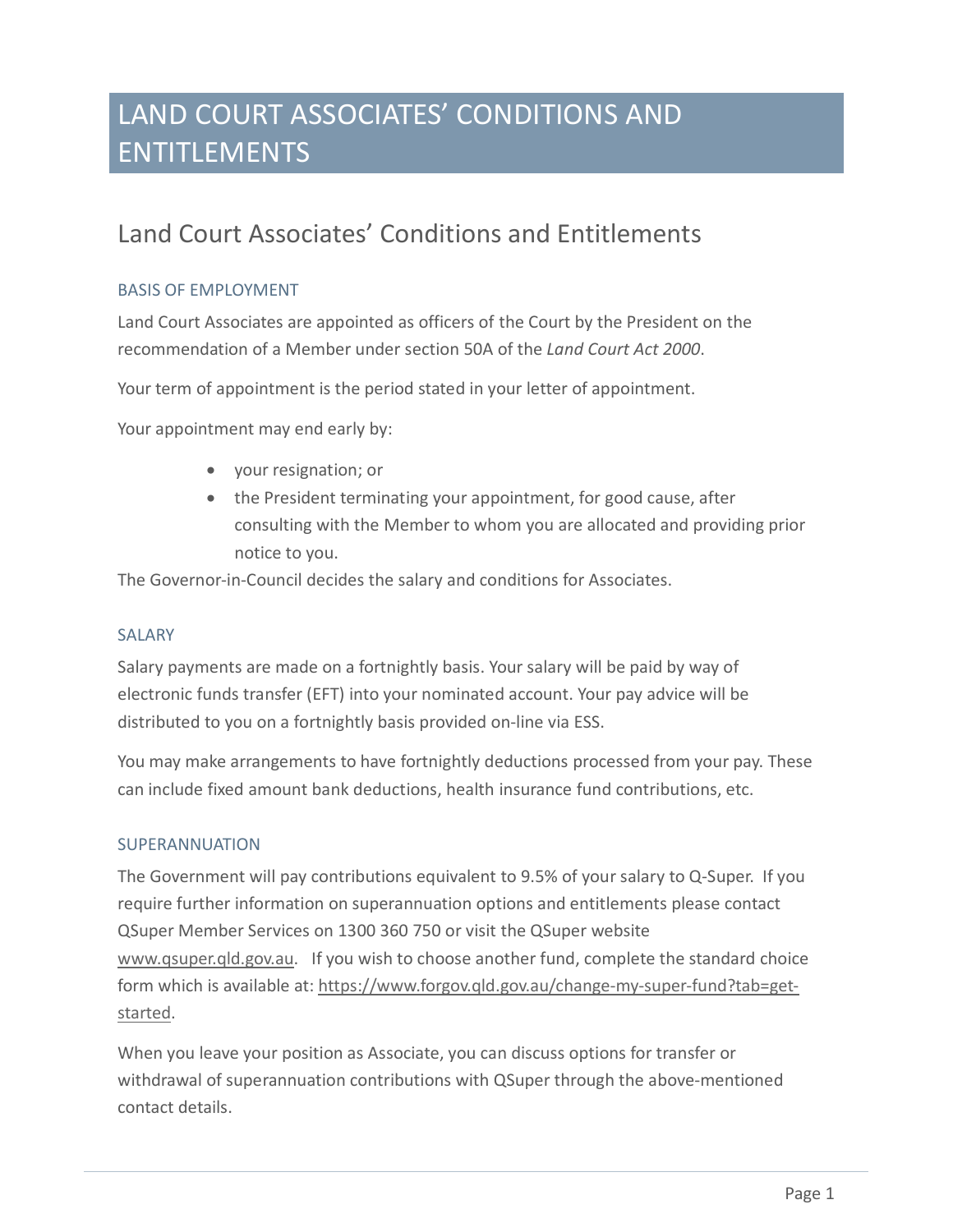# LAND COURT ASSOCIATES' CONDITIONS AND ENTITLEMENTS

## Land Court Associates' Conditions and Entitlements

### BASIS OF EMPLOYMENT

Land Court Associates are appointed as officers of the Court by the President on the recommendation of a Member under section 50A of the *Land Court Act 2000*.

Your term of appointment is the period stated in your letter of appointment.

Your appointment may end early by:

- your resignation; or
- the President terminating your appointment, for good cause, after consulting with the Member to whom you are allocated and providing prior notice to you.

The Governor-in-Council decides the salary and conditions for Associates.

### SALARY

Salary payments are made on a fortnightly basis. Your salary will be paid by way of electronic funds transfer (EFT) into your nominated account. Your pay advice will be distributed to you on a fortnightly basis provided on-line via ESS.

You may make arrangements to have fortnightly deductions processed from your pay. These can include fixed amount bank deductions, health insurance fund contributions, etc.

### SUPERANNUATION

The Government will pay contributions equivalent to 9.5% of your salary to Q-Super. If you require further information on superannuation options and entitlements please contact QSuper Member Services on 1300 360 750 or visit the QSuper website www.qsuper.qld.gov.au. If you wish to choose another fund, complete the standard choice form which is available at: https://www.forgov.qld.gov.au/change-my-super-fund?tab=get-started.

When you leave your position as Associate, you can discuss options for transfer or withdrawal of superannuation contributions with QSuper through the above-mentioned contact details.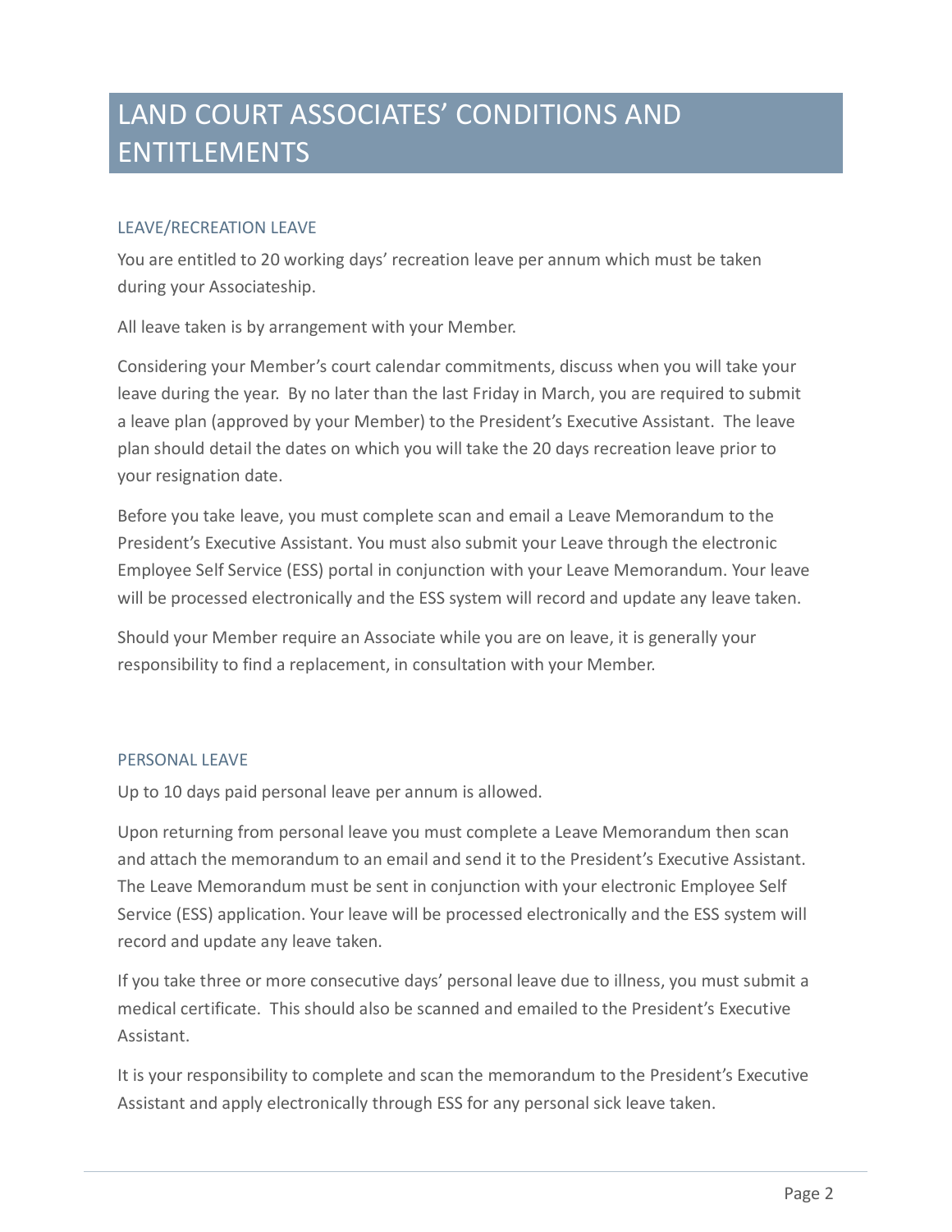# LAND COURT ASSOCIATES' CONDITIONS AND ENTITLEMENTS

## LEAVE/RECREATION LEAVE

You are entitled to 20 working days' recreation leave per annum which must be taken during your Associateship.

All leave taken is by arrangement with your Member.

Considering your Member's court calendar commitments, discuss when you will take your leave during the year. By no later than the last Friday in March, you are required to submit a leave plan (approved by your Member) to the President's Executive Assistant. The leave plan should detail the dates on which you will take the 20 days recreation leave prior to your resignation date.

Before you take leave, you must complete scan and email a Leave Memorandum to the President's Executive Assistant. You must also submit your Leave through the electronic Employee Self Service (ESS) portal in conjunction with your Leave Memorandum. Your leave will be processed electronically and the ESS system will record and update any leave taken.

Should your Member require an Associate while you are on leave, it is generally your responsibility to find a replacement, in consultation with your Member.

## PERSONAL LEAVE

Up to 10 days paid personal leave per annum is allowed.

Upon returning from personal leave you must complete a Leave Memorandum then scan and attach the memorandum to an email and send it to the President's Executive Assistant. The Leave Memorandum must be sent in conjunction with your electronic Employee Self Service (ESS) application. Your leave will be processed electronically and the ESS system will record and update any leave taken.

If you take three or more consecutive days' personal leave due to illness, you must submit a medical certificate. This should also be scanned and emailed to the President's Executive Assistant.

It is your responsibility to complete and scan the memorandum to the President's Executive Assistant and apply electronically through ESS for any personal sick leave taken.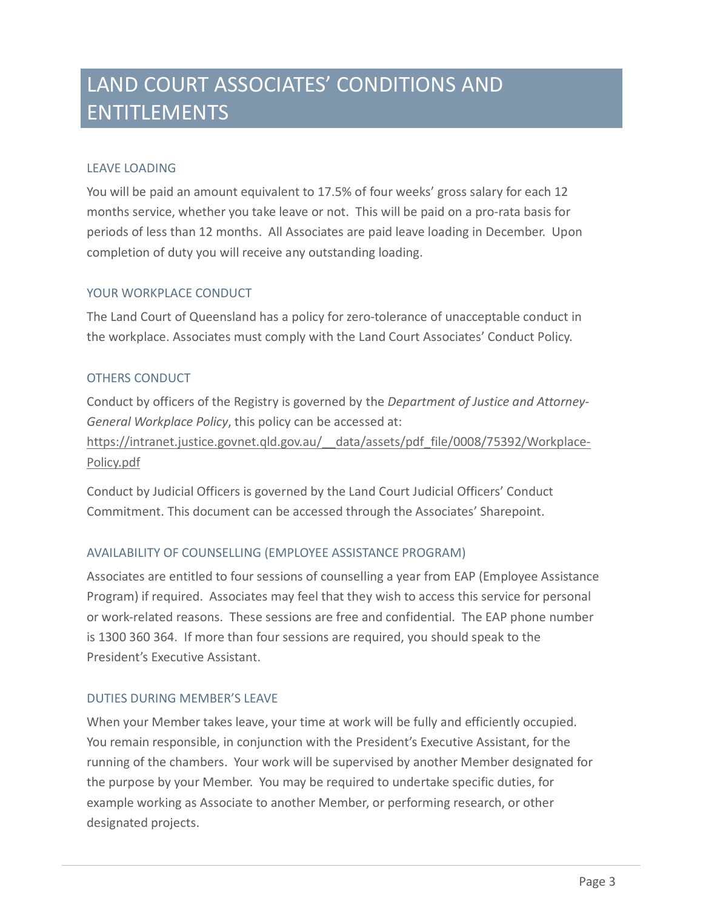# LAND COURT ASSOCIATES' CONDITIONS AND ENTITLEMENTS

## LEAVE LOADING

You will be paid an amount equivalent to 17.5% of four weeks' gross salary for each 12 months service, whether you take leave or not. This will be paid on a pro-rata basis for periods of less than 12 months. All Associates are paid leave loading in December. Upon completion of duty you will receive any outstanding loading.

## YOUR WORKPLACE CONDUCT

The Land Court of Queensland has a policy for zero-tolerance of unacceptable conduct in the workplace. Associates must comply with the Land Court Associates' Conduct Policy.

## OTHERS CONDUCT

Conduct by officers of the Registry is governed by the *Department of Justice and Attorney-General Workplace Policy*, this policy can be accessed at: https://intranet.justice.govnet.qld.gov.au/__data/assets/pdf_file/0008/75392/Workplace-Policy.pdf

Conduct by Judicial Officers is governed by the Land Court Judicial Officers' Conduct Commitment. This document can be accessed through the Associates' Sharepoint.

## AVAILABILITY OF COUNSELLING (EMPLOYEE ASSISTANCE PROGRAM)

Associates are entitled to four sessions of counselling a year from EAP (Employee Assistance Program) if required. Associates may feel that they wish to access this service for personal or work-related reasons. These sessions are free and confidential. The EAP phone number is 1300 360 364. If more than four sessions are required, you should speak to the President's Executive Assistant.

## DUTIES DURING MEMBER'S LEAVE

When your Member takes leave, your time at work will be fully and efficiently occupied. You remain responsible, in conjunction with the President's Executive Assistant, for the running of the chambers. Your work will be supervised by another Member designated for the purpose by your Member. You may be required to undertake specific duties, for example working as Associate to another Member, or performing research, or other designated projects.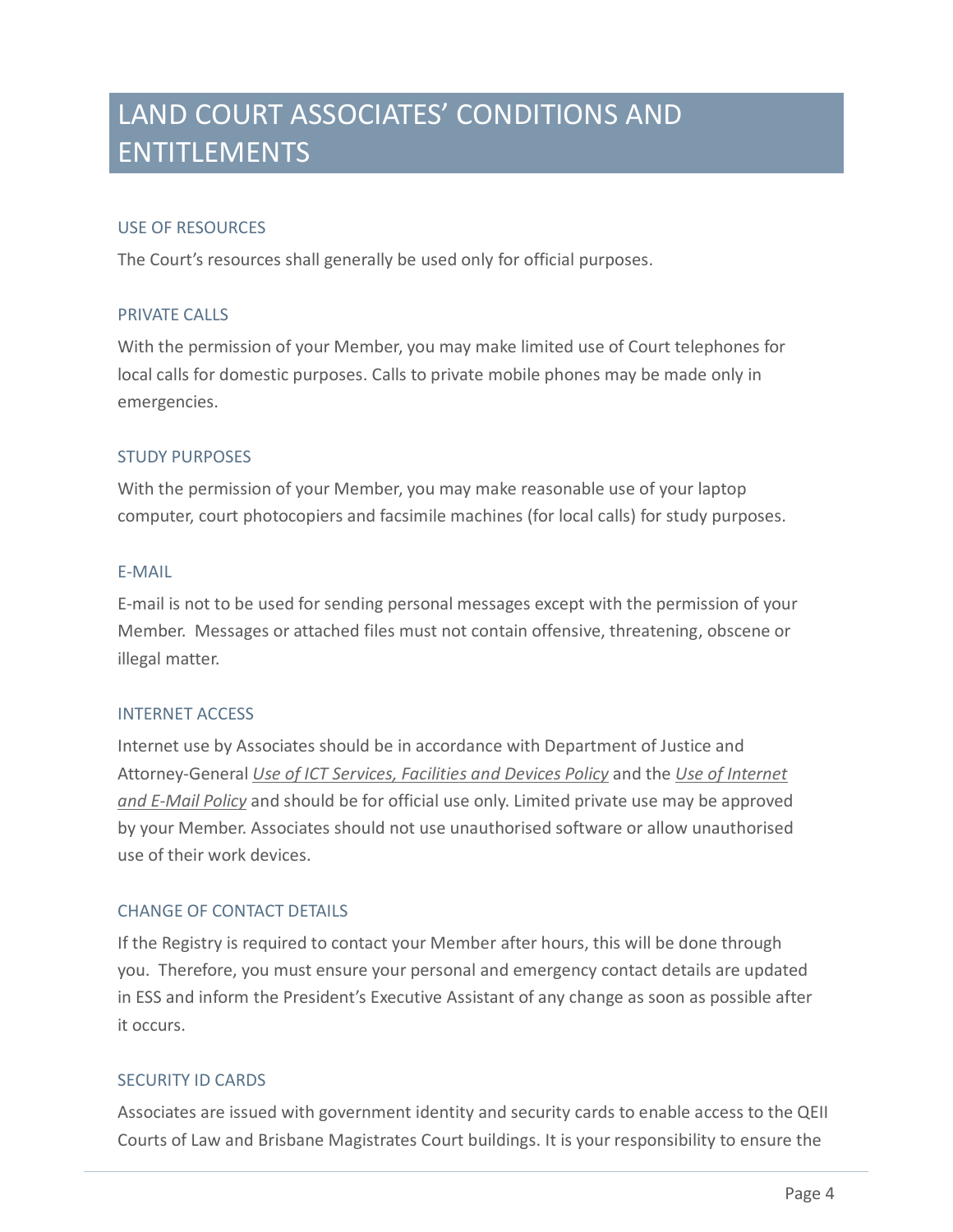# LAND COURT ASSOCIATES' CONDITIONS AND ENTITLEMENTS

### USE OF RESOURCES

The Court's resources shall generally be used only for official purposes.

### PRIVATE CALLS

With the permission of your Member, you may make limited use of Court telephones for local calls for domestic purposes. Calls to private mobile phones may be made only in emergencies.

### STUDY PURPOSES

With the permission of your Member, you may make reasonable use of your laptop computer, court photocopiers and facsimile machines (for local calls) for study purposes.

### E-MAIL

E-mail is not to be used for sending personal messages except with the permission of your Member. Messages or attached files must not contain offensive, threatening, obscene or illegal matter.

### INTERNET ACCESS

Internet use by Associates should be in accordance with Department of Justice and Attorney-General *Use of ICT Services, Facilities and Devices Policy* and the *Use of Internet and E-Mail Policy* and should be for official use only. Limited private use may be approved by your Member. Associates should not use unauthorised software or allow unauthorised use of their work devices.

### CHANGE OF CONTACT DETAILS

If the Registry is required to contact your Member after hours, this will be done through you. Therefore, you must ensure your personal and emergency contact details are updated in ESS and inform the President's Executive Assistant of any change as soon as possible after it occurs.

### SECURITY ID CARDS

Associates are issued with government identity and security cards to enable access to the QEII Courts of Law and Brisbane Magistrates Court buildings. It is your responsibility to ensure the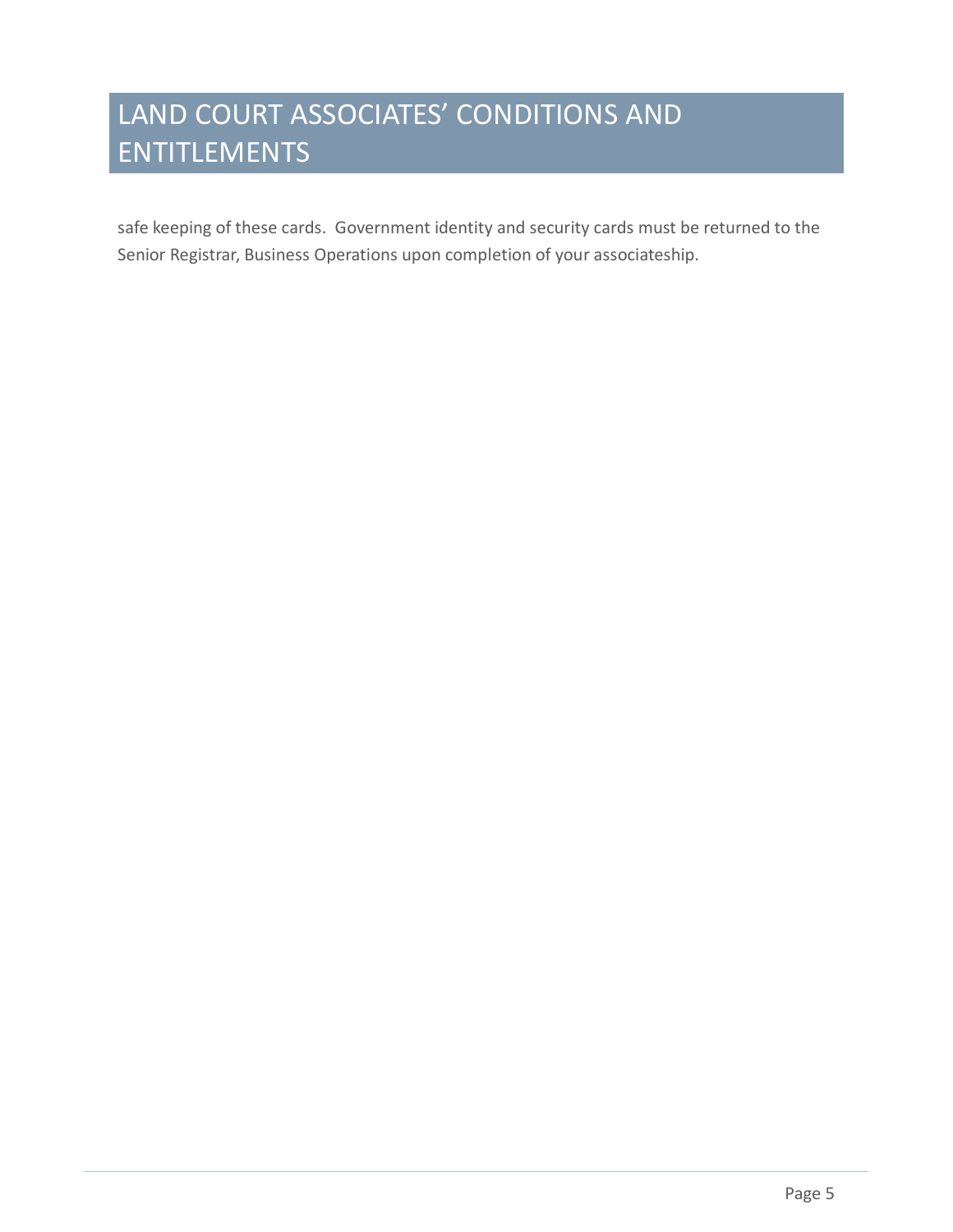safe keeping of these cards. Government identity and security cards must be returned to the Senior Registrar, Business Operations upon completion of your associateship.